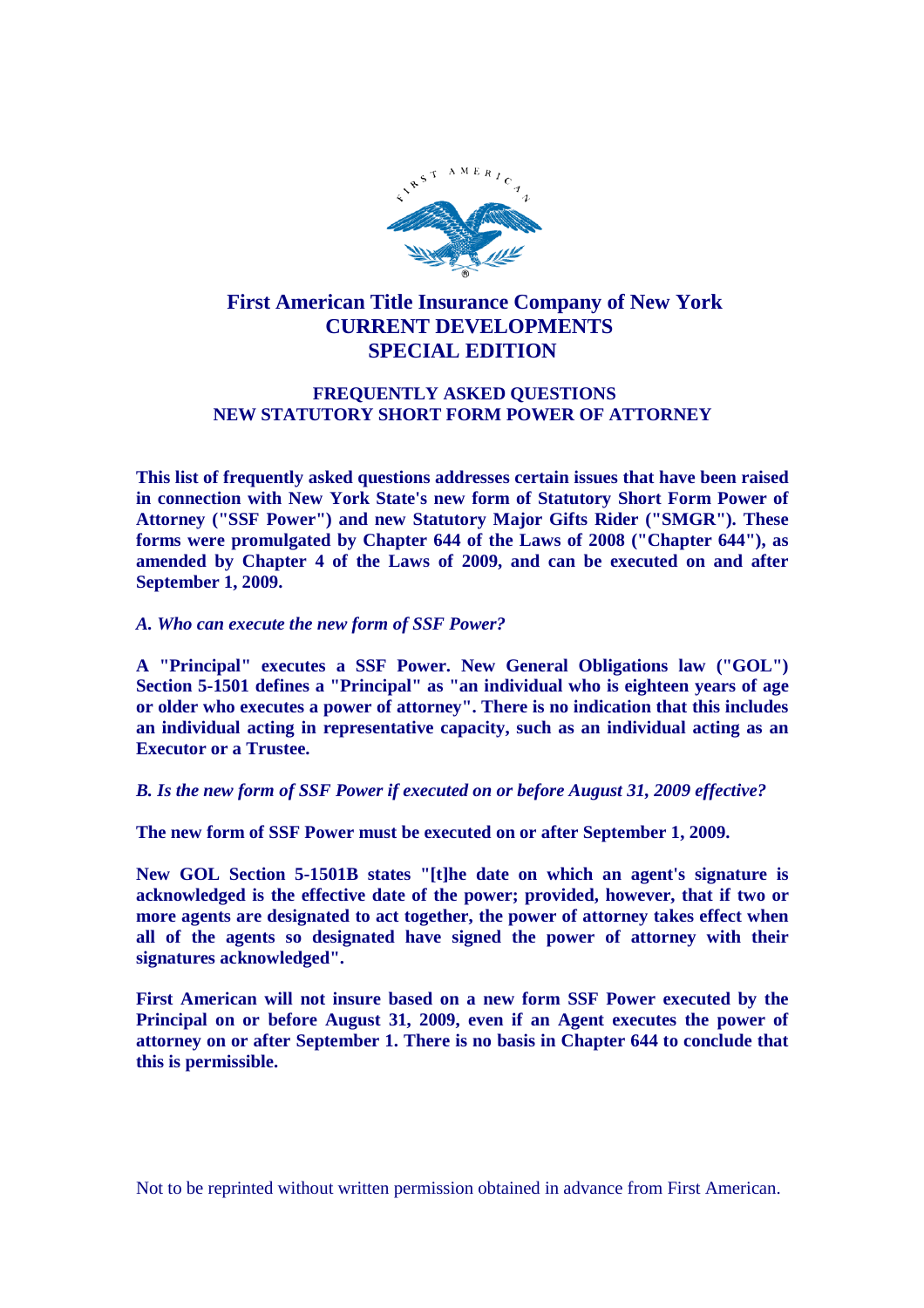# First American Title Insurance Company of New York
## CURRENT DEVELOPMENTS
## SPECIAL EDITION

### FREQUENTLY ASKED QUESTIONS
### NEW STATUTORY SHORT FORM POWER OF ATTORNEY

**This list of frequently asked questions addresses certain issues that have been raised in connection with New York State's new form of Statutory Short Form Power of Attorney ("SSF Power") and new Statutory Major Gifts Rider ("SMGR"). These forms were promulgated by Chapter 644 of the Laws of 2008 ("Chapter 644"), as amended by Chapter 4 of the Laws of 2009, and can be executed on and after September 1, 2009.**

***A. Who can execute the new form of SSF Power?***

**A "Principal" executes a SSF Power. New General Obligations law ("GOL") Section 5-1501 defines a "Principal" as "an individual who is eighteen years of age or older who executes a power of attorney". There is no indication that this includes an individual acting in representative capacity, such as an individual acting as an Executor or a Trustee.**

***B. Is the new form of SSF Power if executed on or before August 31, 2009 effective?***

**The new form of SSF Power must be executed on or after September 1, 2009.**

**New GOL Section 5-1501B states "[t]he date on which an agent's signature is acknowledged is the effective date of the power; provided, however, that if two or more agents are designated to act together, the power of attorney takes effect when all of the agents so designated have signed the power of attorney with their signatures acknowledged".**

**First American will not insure based on a new form SSF Power executed by the Principal on or before August 31, 2009, even if an Agent executes the power of attorney on or after September 1. There is no basis in Chapter 644 to conclude that this is permissible.**

Not to be reprinted without written permission obtained in advance from First American.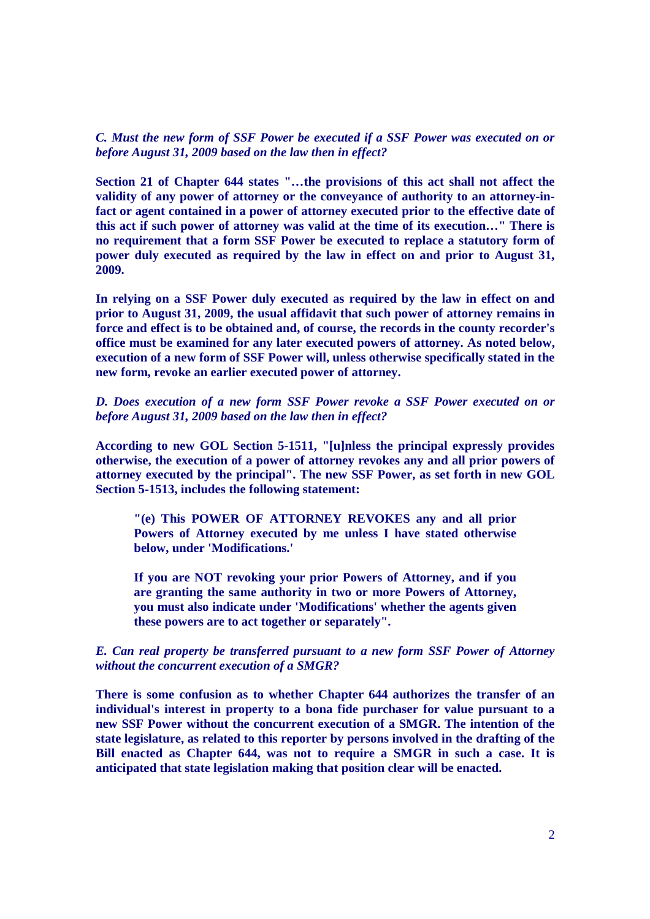***C. Must the new form of SSF Power be executed if a SSF Power was executed on or before August 31, 2009 based on the law then in effect?***

**Section 21 of Chapter 644 states "…the provisions of this act shall not affect the validity of any power of attorney or the conveyance of authority to an attorney-in-fact or agent contained in a power of attorney executed prior to the effective date of this act if such power of attorney was valid at the time of its execution…" There is no requirement that a form SSF Power be executed to replace a statutory form of power duly executed as required by the law in effect on and prior to August 31, 2009.**

**In relying on a SSF Power duly executed as required by the law in effect on and prior to August 31, 2009, the usual affidavit that such power of attorney remains in force and effect is to be obtained and, of course, the records in the county recorder's office must be examined for any later executed powers of attorney. As noted below, execution of a new form of SSF Power will, unless otherwise specifically stated in the new form, revoke an earlier executed power of attorney.**

***D. Does execution of a new form SSF Power revoke a SSF Power executed on or before August 31, 2009 based on the law then in effect?***

**According to new GOL Section 5-1511, "[u]nless the principal expressly provides otherwise, the execution of a power of attorney revokes any and all prior powers of attorney executed by the principal". The new SSF Power, as set forth in new GOL Section 5-1513, includes the following statement:**

> **"(e) This POWER OF ATTORNEY REVOKES any and all prior Powers of Attorney executed by me unless I have stated otherwise below, under 'Modifications.'**
>
> **If you are NOT revoking your prior Powers of Attorney, and if you are granting the same authority in two or more Powers of Attorney, you must also indicate under 'Modifications' whether the agents given these powers are to act together or separately".**

***E. Can real property be transferred pursuant to a new form SSF Power of Attorney without the concurrent execution of a SMGR?***

**There is some confusion as to whether Chapter 644 authorizes the transfer of an individual's interest in property to a bona fide purchaser for value pursuant to a new SSF Power without the concurrent execution of a SMGR. The intention of the state legislature, as related to this reporter by persons involved in the drafting of the Bill enacted as Chapter 644, was not to require a SMGR in such a case. It is anticipated that state legislation making that position clear will be enacted.**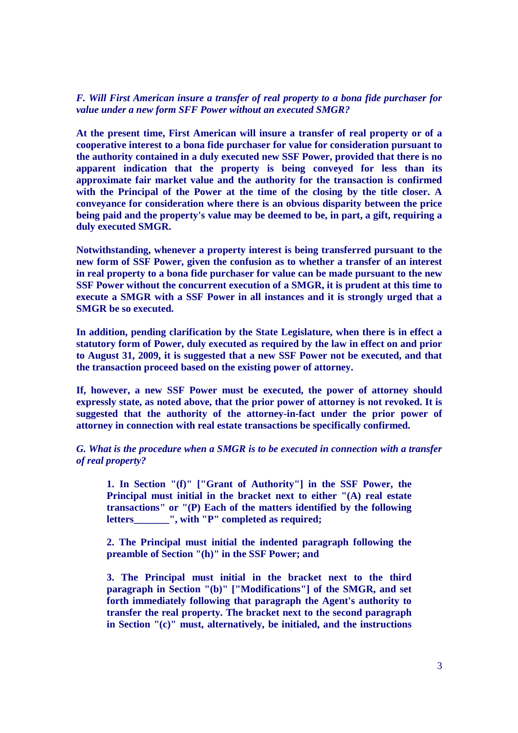***F. Will First American insure a transfer of real property to a bona fide purchaser for value under a new form SFF Power without an executed SMGR?***

**At the present time, First American will insure a transfer of real property or of a cooperative interest to a bona fide purchaser for value for consideration pursuant to the authority contained in a duly executed new SSF Power, provided that there is no apparent indication that the property is being conveyed for less than its approximate fair market value and the authority for the transaction is confirmed with the Principal of the Power at the time of the closing by the title closer. A conveyance for consideration where there is an obvious disparity between the price being paid and the property's value may be deemed to be, in part, a gift, requiring a duly executed SMGR.**

**Notwithstanding, whenever a property interest is being transferred pursuant to the new form of SSF Power, given the confusion as to whether a transfer of an interest in real property to a bona fide purchaser for value can be made pursuant to the new SSF Power without the concurrent execution of a SMGR, it is prudent at this time to execute a SMGR with a SSF Power in all instances and it is strongly urged that a SMGR be so executed.**

**In addition, pending clarification by the State Legislature, when there is in effect a statutory form of Power, duly executed as required by the law in effect on and prior to August 31, 2009, it is suggested that a new SSF Power not be executed, and that the transaction proceed based on the existing power of attorney.**

**If, however, a new SSF Power must be executed, the power of attorney should expressly state, as noted above, that the prior power of attorney is not revoked. It is suggested that the authority of the attorney-in-fact under the prior power of attorney in connection with real estate transactions be specifically confirmed.**

***G. What is the procedure when a SMGR is to be executed in connection with a transfer of real property?***

> **1. In Section "(f)" ["Grant of Authority"] in the SSF Power, the Principal must initial in the bracket next to either "(A) real estate transactions" or "(P) Each of the matters identified by the following letters_______", with "P" completed as required;**
>
> **2. The Principal must initial the indented paragraph following the preamble of Section "(h)" in the SSF Power; and**
>
> **3. The Principal must initial in the bracket next to the third paragraph in Section "(b)" ["Modifications"] of the SMGR, and set forth immediately following that paragraph the Agent's authority to transfer the real property. The bracket next to the second paragraph in Section "(c)" must, alternatively, be initialed, and the instructions**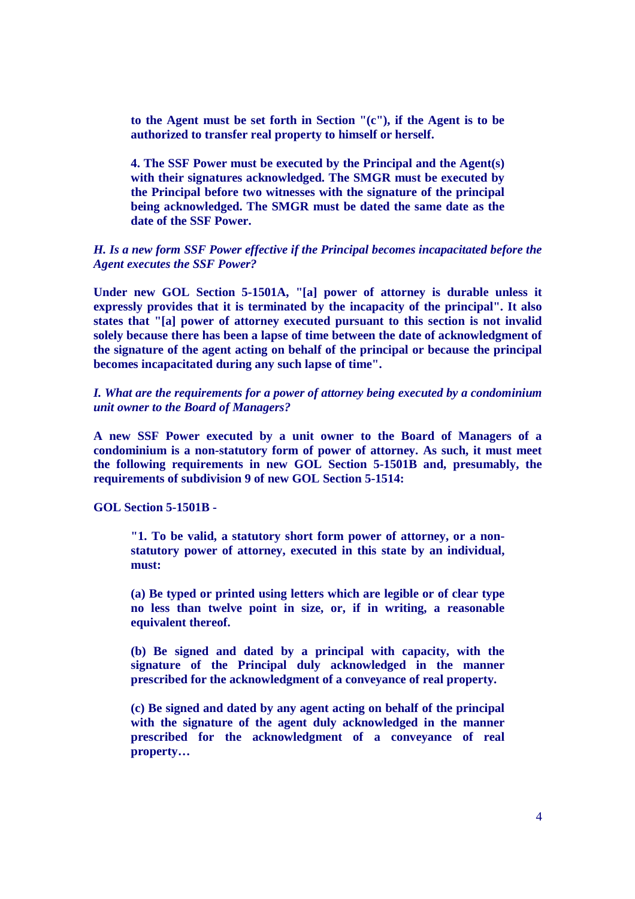**to the Agent must be set forth in Section "(c"), if the Agent is to be authorized to transfer real property to himself or herself.**

**4. The SSF Power must be executed by the Principal and the Agent(s) with their signatures acknowledged. The SMGR must be executed by the Principal before two witnesses with the signature of the principal being acknowledged. The SMGR must be dated the same date as the date of the SSF Power.**

***H. Is a new form SSF Power effective if the Principal becomes incapacitated before the Agent executes the SSF Power?***

**Under new GOL Section 5-1501A, "[a] power of attorney is durable unless it expressly provides that it is terminated by the incapacity of the principal". It also states that "[a] power of attorney executed pursuant to this section is not invalid solely because there has been a lapse of time between the date of acknowledgment of the signature of the agent acting on behalf of the principal or because the principal becomes incapacitated during any such lapse of time".**

***I. What are the requirements for a power of attorney being executed by a condominium unit owner to the Board of Managers?***

**A new SSF Power executed by a unit owner to the Board of Managers of a condominium is a non-statutory form of power of attorney. As such, it must meet the following requirements in new GOL Section 5-1501B and, presumably, the requirements of subdivision 9 of new GOL Section 5-1514:**

**GOL Section 5-1501B -**

**"1. To be valid, a statutory short form power of attorney, or a non-statutory power of attorney, executed in this state by an individual, must:**

**(a) Be typed or printed using letters which are legible or of clear type no less than twelve point in size, or, if in writing, a reasonable equivalent thereof.**

**(b) Be signed and dated by a principal with capacity, with the signature of the Principal duly acknowledged in the manner prescribed for the acknowledgment of a conveyance of real property.**

**(c) Be signed and dated by any agent acting on behalf of the principal with the signature of the agent duly acknowledged in the manner prescribed for the acknowledgment of a conveyance of real property…**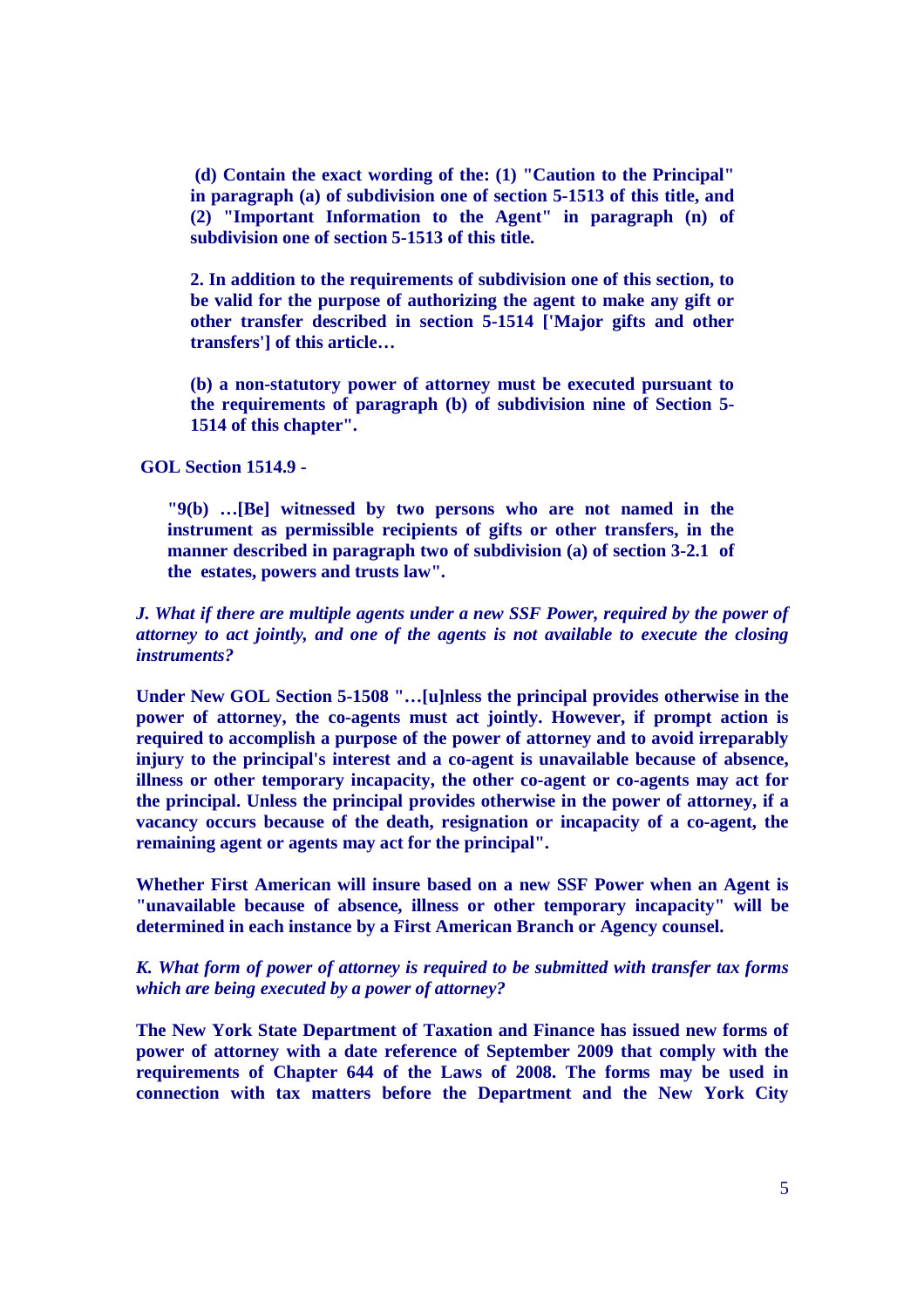> **(d) Contain the exact wording of the: (1) "Caution to the Principal" in paragraph (a) of subdivision one of section 5-1513 of this title, and (2) "Important Information to the Agent" in paragraph (n) of subdivision one of section 5-1513 of this title.**
>
> **2. In addition to the requirements of subdivision one of this section, to be valid for the purpose of authorizing the agent to make any gift or other transfer described in section 5-1514 ['Major gifts and other transfers'] of this article…**
>
> **(b) a non-statutory power of attorney must be executed pursuant to the requirements of paragraph (b) of subdivision nine of Section 5-1514 of this chapter".**

**GOL Section 1514.9 -**

> **"9(b) …[Be] witnessed by two persons who are not named in the instrument as permissible recipients of gifts or other transfers, in the manner described in paragraph two of subdivision (a) of section 3-2.1 of the estates, powers and trusts law".**

***J. What if there are multiple agents under a new SSF Power, required by the power of attorney to act jointly, and one of the agents is not available to execute the closing instruments?***

**Under New GOL Section 5-1508 "…[u]nless the principal provides otherwise in the power of attorney, the co-agents must act jointly. However, if prompt action is required to accomplish a purpose of the power of attorney and to avoid irreparably injury to the principal's interest and a co-agent is unavailable because of absence, illness or other temporary incapacity, the other co-agent or co-agents may act for the principal. Unless the principal provides otherwise in the power of attorney, if a vacancy occurs because of the death, resignation or incapacity of a co-agent, the remaining agent or agents may act for the principal".**

**Whether First American will insure based on a new SSF Power when an Agent is "unavailable because of absence, illness or other temporary incapacity" will be determined in each instance by a First American Branch or Agency counsel.**

***K. What form of power of attorney is required to be submitted with transfer tax forms which are being executed by a power of attorney?***

**The New York State Department of Taxation and Finance has issued new forms of power of attorney with a date reference of September 2009 that comply with the requirements of Chapter 644 of the Laws of 2008. The forms may be used in connection with tax matters before the Department and the New York City**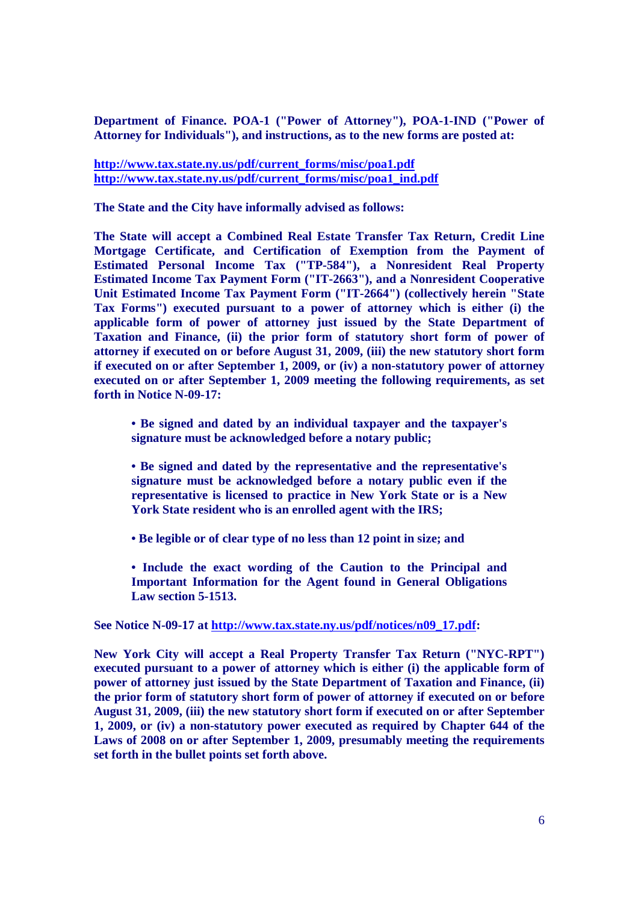**Department of Finance. POA-1 ("Power of Attorney"), POA-1-IND ("Power of Attorney for Individuals"), and instructions, as to the new forms are posted at:**

**http://www.tax.state.ny.us/pdf/current_forms/misc/poa1.pdf**
**http://www.tax.state.ny.us/pdf/current_forms/misc/poa1_ind.pdf**

**The State and the City have informally advised as follows:**

**The State will accept a Combined Real Estate Transfer Tax Return, Credit Line Mortgage Certificate, and Certification of Exemption from the Payment of Estimated Personal Income Tax ("TP-584"), a Nonresident Real Property Estimated Income Tax Payment Form ("IT-2663"), and a Nonresident Cooperative Unit Estimated Income Tax Payment Form ("IT-2664") (collectively herein "State Tax Forms") executed pursuant to a power of attorney which is either (i) the applicable form of power of attorney just issued by the State Department of Taxation and Finance, (ii) the prior form of statutory short form of power of attorney if executed on or before August 31, 2009, (iii) the new statutory short form if executed on or after September 1, 2009, or (iv) a non-statutory power of attorney executed on or after September 1, 2009 meeting the following requirements, as set forth in Notice N-09-17:**

- **Be signed and dated by an individual taxpayer and the taxpayer's signature must be acknowledged before a notary public;**
- **Be signed and dated by the representative and the representative's signature must be acknowledged before a notary public even if the representative is licensed to practice in New York State or is a New York State resident who is an enrolled agent with the IRS;**
- **Be legible or of clear type of no less than 12 point in size; and**
- **Include the exact wording of the Caution to the Principal and Important Information for the Agent found in General Obligations Law section 5-1513.**

**See Notice N-09-17 at http://www.tax.state.ny.us/pdf/notices/n09_17.pdf:**

**New York City will accept a Real Property Transfer Tax Return ("NYC-RPT") executed pursuant to a power of attorney which is either (i) the applicable form of power of attorney just issued by the State Department of Taxation and Finance, (ii) the prior form of statutory short form of power of attorney if executed on or before August 31, 2009, (iii) the new statutory short form if executed on or after September 1, 2009, or (iv) a non-statutory power executed as required by Chapter 644 of the Laws of 2008 on or after September 1, 2009, presumably meeting the requirements set forth in the bullet points set forth above.**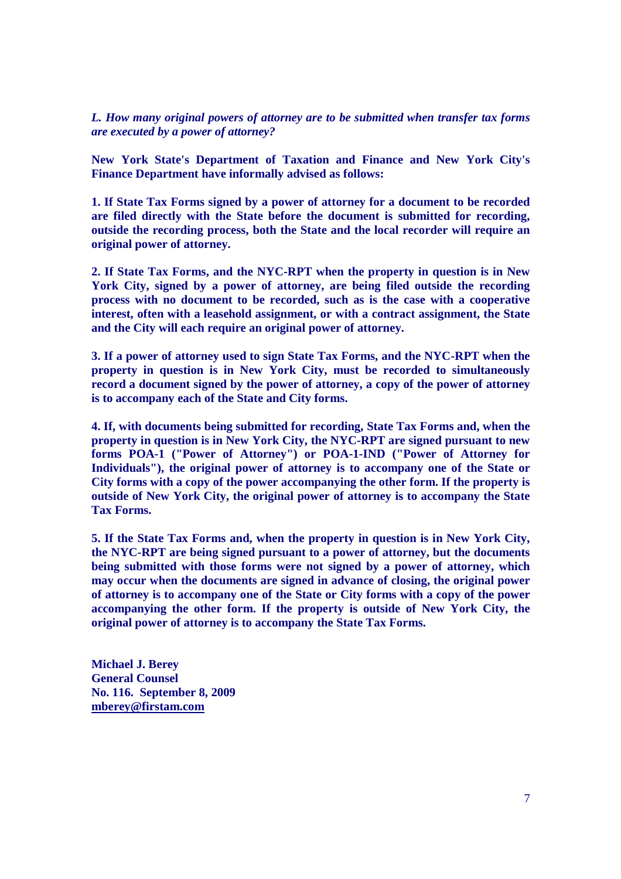***L. How many original powers of attorney are to be submitted when transfer tax forms are executed by a power of attorney?***

**New York State's Department of Taxation and Finance and New York City's Finance Department have informally advised as follows:**

**1. If State Tax Forms signed by a power of attorney for a document to be recorded are filed directly with the State before the document is submitted for recording, outside the recording process, both the State and the local recorder will require an original power of attorney.**

**2. If State Tax Forms, and the NYC-RPT when the property in question is in New York City, signed by a power of attorney, are being filed outside the recording process with no document to be recorded, such as is the case with a cooperative interest, often with a leasehold assignment, or with a contract assignment, the State and the City will each require an original power of attorney.**

**3. If a power of attorney used to sign State Tax Forms, and the NYC-RPT when the property in question is in New York City, must be recorded to simultaneously record a document signed by the power of attorney, a copy of the power of attorney is to accompany each of the State and City forms.**

**4. If, with documents being submitted for recording, State Tax Forms and, when the property in question is in New York City, the NYC-RPT are signed pursuant to new forms POA-1 ("Power of Attorney") or POA-1-IND ("Power of Attorney for Individuals"), the original power of attorney is to accompany one of the State or City forms with a copy of the power accompanying the other form. If the property is outside of New York City, the original power of attorney is to accompany the State Tax Forms.**

**5. If the State Tax Forms and, when the property in question is in New York City, the NYC-RPT are being signed pursuant to a power of attorney, but the documents being submitted with those forms were not signed by a power of attorney, which may occur when the documents are signed in advance of closing, the original power of attorney is to accompany one of the State or City forms with a copy of the power accompanying the other form. If the property is outside of New York City, the original power of attorney is to accompany the State Tax Forms.**

**Michael J. Berey**
**General Counsel**
**No. 116. September 8, 2009**
**mberey@firstam.com**